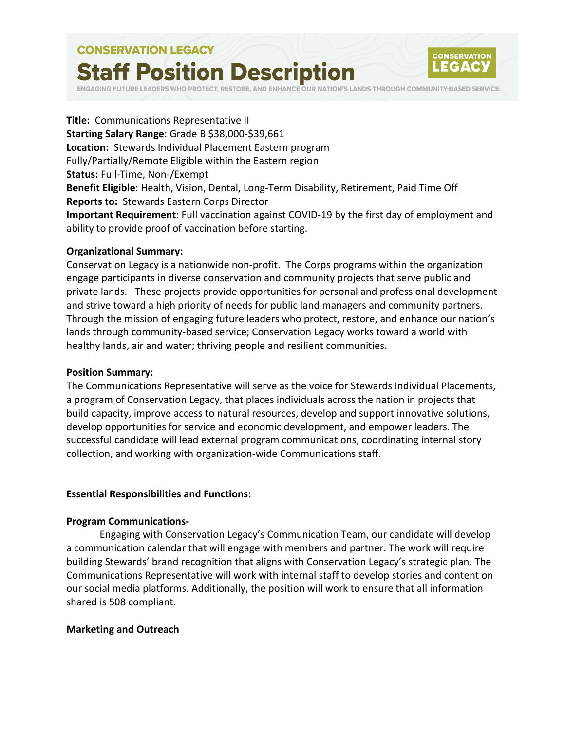CONSERVATION LEGACY

# Staff Position Description

ENGAGING FUTURE LEADERS WHO PROTECT, RESTORE, AND ENHANCE OUR NATION'S LANDS THROUGH COMMUNITY-BASED SERVICE.

**Title:** Communications Representative II
**Starting Salary Range**: Grade B $38,000-$39,661
**Location:** Stewards Individual Placement Eastern program
Fully/Partially/Remote Eligible within the Eastern region
**Status:** Full-Time, Non-/Exempt
**Benefit Eligible**: Health, Vision, Dental, Long-Term Disability, Retirement, Paid Time Off
**Reports to:** Stewards Eastern Corps Director
**Important Requirement**: Full vaccination against COVID-19 by the first day of employment and ability to provide proof of vaccination before starting.

**Organizational Summary:**

Conservation Legacy is a nationwide non-profit. The Corps programs within the organization engage participants in diverse conservation and community projects that serve public and private lands. These projects provide opportunities for personal and professional development and strive toward a high priority of needs for public land managers and community partners. Through the mission of engaging future leaders who protect, restore, and enhance our nation's lands through community-based service; Conservation Legacy works toward a world with healthy lands, air and water; thriving people and resilient communities.

**Position Summary:**

The Communications Representative will serve as the voice for Stewards Individual Placements, a program of Conservation Legacy, that places individuals across the nation in projects that build capacity, improve access to natural resources, develop and support innovative solutions, develop opportunities for service and economic development, and empower leaders. The successful candidate will lead external program communications, coordinating internal story collection, and working with organization-wide Communications staff.

**Essential Responsibilities and Functions:**

**Program Communications-**

Engaging with Conservation Legacy's Communication Team, our candidate will develop a communication calendar that will engage with members and partner. The work will require building Stewards' brand recognition that aligns with Conservation Legacy's strategic plan. The Communications Representative will work with internal staff to develop stories and content on our social media platforms. Additionally, the position will work to ensure that all information shared is 508 compliant.

**Marketing and Outreach**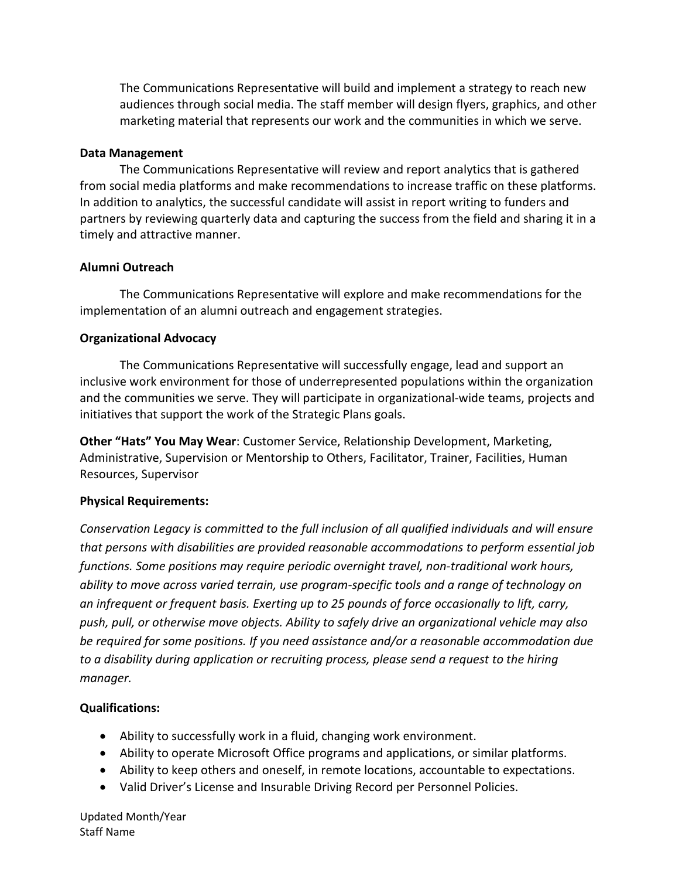The Communications Representative will build and implement a strategy to reach new audiences through social media. The staff member will design flyers, graphics, and other marketing material that represents our work and the communities in which we serve.

**Data Management**

The Communications Representative will review and report analytics that is gathered from social media platforms and make recommendations to increase traffic on these platforms. In addition to analytics, the successful candidate will assist in report writing to funders and partners by reviewing quarterly data and capturing the success from the field and sharing it in a timely and attractive manner.

**Alumni Outreach**

The Communications Representative will explore and make recommendations for the implementation of an alumni outreach and engagement strategies.

**Organizational Advocacy**

The Communications Representative will successfully engage, lead and support an inclusive work environment for those of underrepresented populations within the organization and the communities we serve. They will participate in organizational-wide teams, projects and initiatives that support the work of the Strategic Plans goals.

**Other "Hats" You May Wear**: Customer Service, Relationship Development, Marketing, Administrative, Supervision or Mentorship to Others, Facilitator, Trainer, Facilities, Human Resources, Supervisor

**Physical Requirements:**

*Conservation Legacy is committed to the full inclusion of all qualified individuals and will ensure that persons with disabilities are provided reasonable accommodations to perform essential job functions. Some positions may require periodic overnight travel, non-traditional work hours, ability to move across varied terrain, use program-specific tools and a range of technology on an infrequent or frequent basis. Exerting up to 25 pounds of force occasionally to lift, carry, push, pull, or otherwise move objects. Ability to safely drive an organizational vehicle may also be required for some positions. If you need assistance and/or a reasonable accommodation due to a disability during application or recruiting process, please send a request to the hiring manager.*

**Qualifications:**

- Ability to successfully work in a fluid, changing work environment.
- Ability to operate Microsoft Office programs and applications, or similar platforms.
- Ability to keep others and oneself, in remote locations, accountable to expectations.
- Valid Driver's License and Insurable Driving Record per Personnel Policies.

Updated Month/Year
Staff Name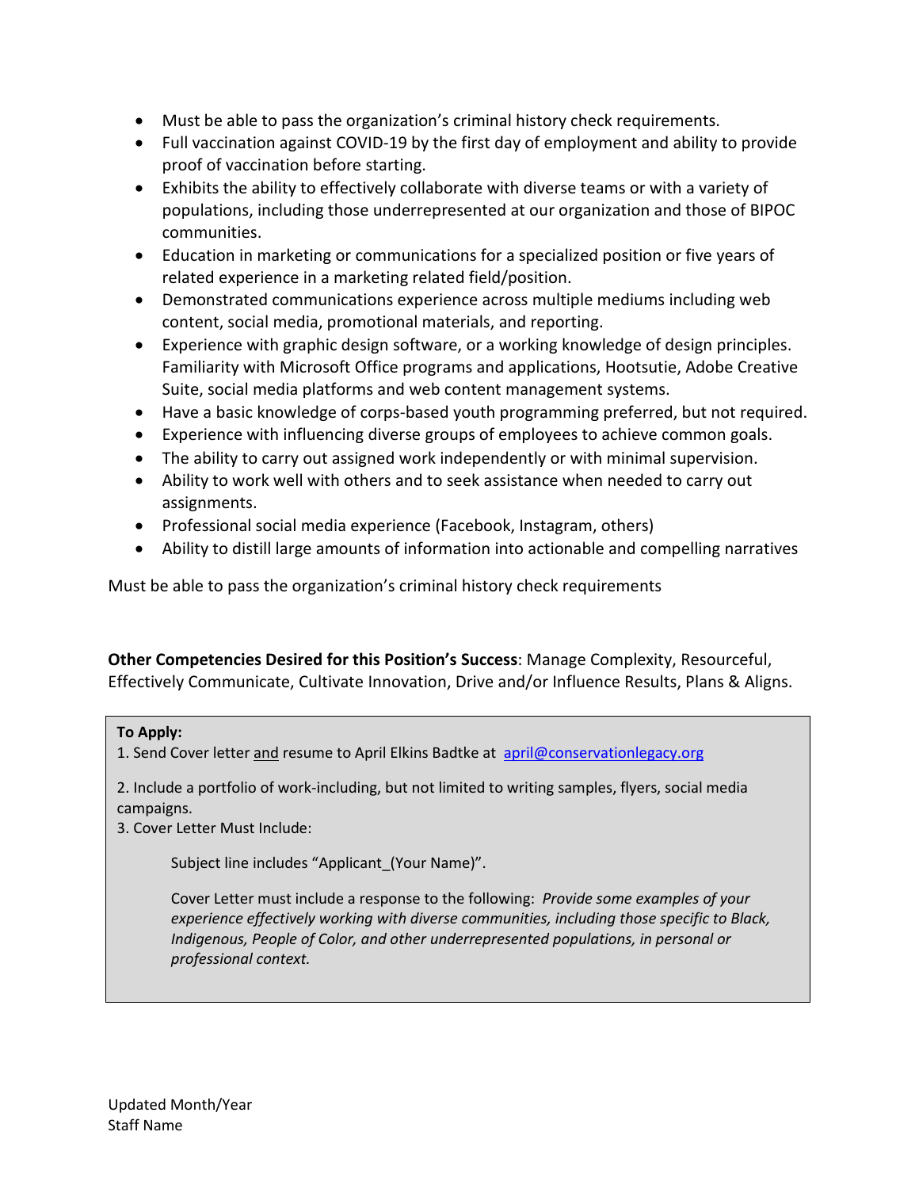- Must be able to pass the organization's criminal history check requirements.
- Full vaccination against COVID-19 by the first day of employment and ability to provide proof of vaccination before starting.
- Exhibits the ability to effectively collaborate with diverse teams or with a variety of populations, including those underrepresented at our organization and those of BIPOC communities.
- Education in marketing or communications for a specialized position or five years of related experience in a marketing related field/position.
- Demonstrated communications experience across multiple mediums including web content, social media, promotional materials, and reporting.
- Experience with graphic design software, or a working knowledge of design principles. Familiarity with Microsoft Office programs and applications, Hootsutie, Adobe Creative Suite, social media platforms and web content management systems.
- Have a basic knowledge of corps-based youth programming preferred, but not required.
- Experience with influencing diverse groups of employees to achieve common goals.
- The ability to carry out assigned work independently or with minimal supervision.
- Ability to work well with others and to seek assistance when needed to carry out assignments.
- Professional social media experience (Facebook, Instagram, others)
- Ability to distill large amounts of information into actionable and compelling narratives

Must be able to pass the organization's criminal history check requirements

**Other Competencies Desired for this Position's Success**: Manage Complexity, Resourceful, Effectively Communicate, Cultivate Innovation, Drive and/or Influence Results, Plans & Aligns.

**To Apply:**

1. Send Cover letter <u>and</u> resume to April Elkins Badtke at [april@conservationlegacy.org](mailto:april@conservationlegacy.org)

2. Include a portfolio of work-including, but not limited to writing samples, flyers, social media campaigns.
3. Cover Letter Must Include:

    Subject line includes "Applicant_(Your Name)".

    Cover Letter must include a response to the following: *Provide some examples of your experience effectively working with diverse communities, including those specific to Black, Indigenous, People of Color, and other underrepresented populations, in personal or professional context.*

Updated Month/Year
Staff Name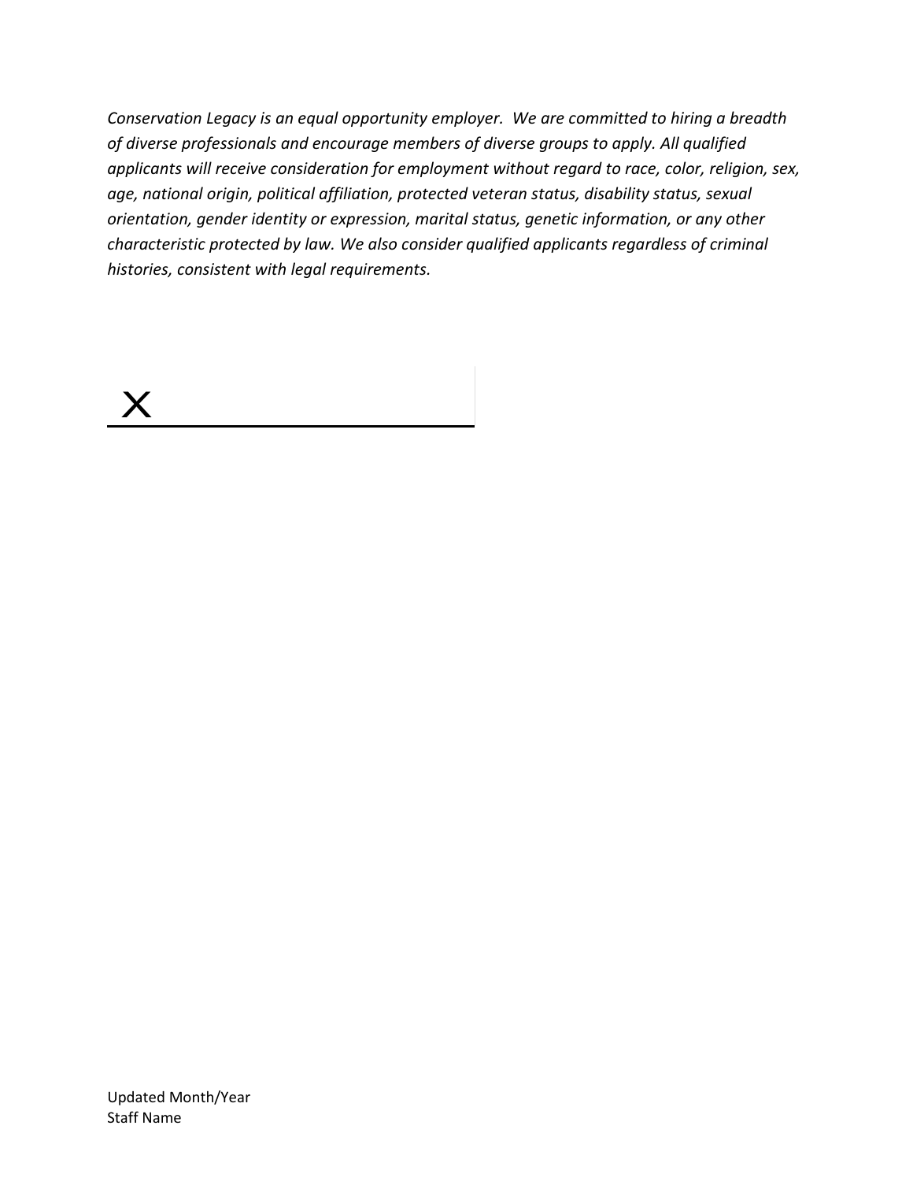*Conservation Legacy is an equal opportunity employer. We are committed to hiring a breadth of diverse professionals and encourage members of diverse groups to apply. All qualified applicants will receive consideration for employment without regard to race, color, religion, sex, age, national origin, political affiliation, protected veteran status, disability status, sexual orientation, gender identity or expression, marital status, genetic information, or any other characteristic protected by law. We also consider qualified applicants regardless of criminal histories, consistent with legal requirements.*

X ______________________

Updated Month/Year
Staff Name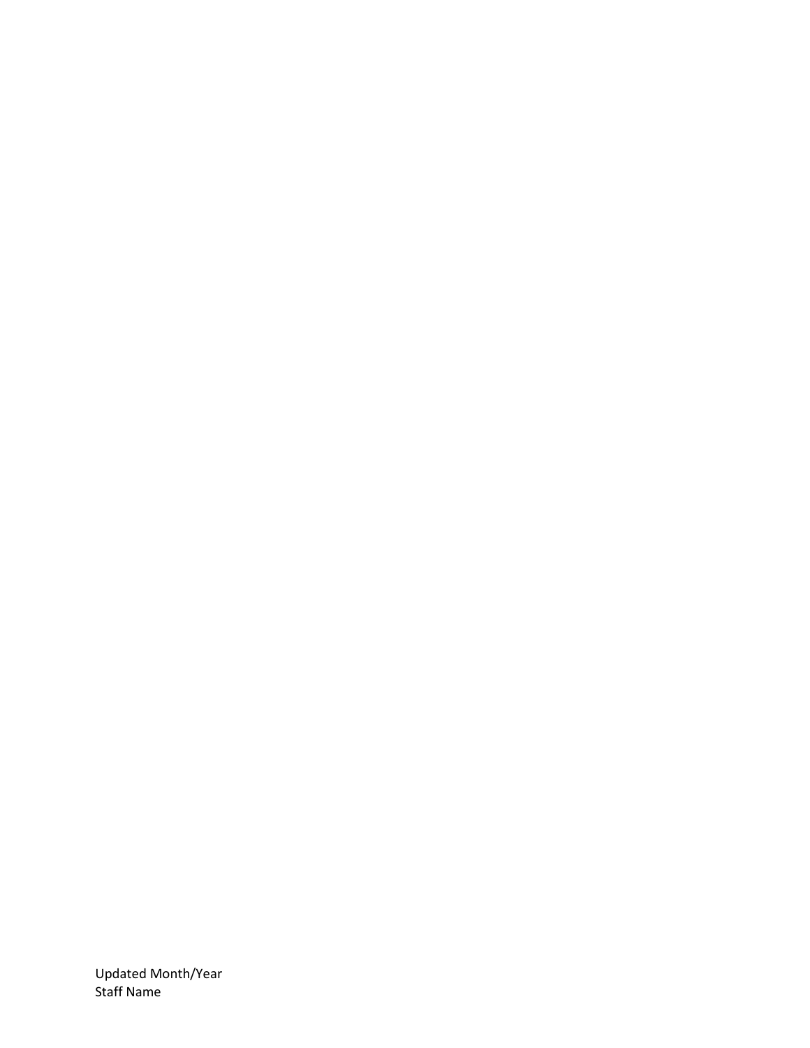Updated Month/Year
Staff Name